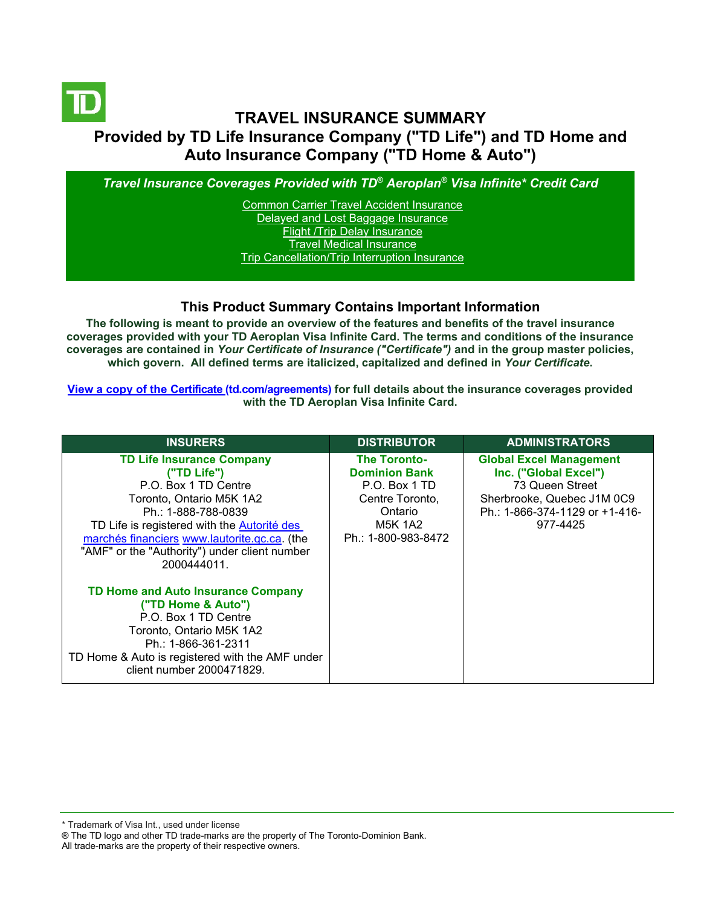# TRAVEL INSURANCE SUMMARY

## Provided by TD Life Insurance Company ("TD Life") and TD Home and Auto Insurance Company ("TD Home & Auto")

***Travel Insurance Coverages Provided with TD® Aeroplan® Visa Infinite* Credit Card***

- Common Carrier Travel Accident Insurance
- Delayed and Lost Baggage Insurance
- Flight /Trip Delay Insurance
- Travel Medical Insurance
- Trip Cancellation/Trip Interruption Insurance

### This Product Summary Contains Important Information

**The following is meant to provide an overview of the features and benefits of the travel insurance coverages provided with your TD Aeroplan Visa Infinite Card. The terms and conditions of the insurance coverages are contained in *Your Certificate of Insurance ("Certificate")* and in the group master policies, which govern. All defined terms are italicized, capitalized and defined in *Your Certificate*.**

**View a copy of the Certificate (td.com/agreements) for full details about the insurance coverages provided with the TD Aeroplan Visa Infinite Card.**

| INSURERS | DISTRIBUTOR | ADMINISTRATORS |
|---|---|---|
| **TD Life Insurance Company ("TD Life")**<br>P.O. Box 1 TD Centre<br>Toronto, Ontario M5K 1A2<br>Ph.: 1-888-788-0839<br>TD Life is registered with the Autorité des marchés financiers www.lautorite.qc.ca. (the "AMF" or the "Authority") under client number 2000444011.<br><br>**TD Home and Auto Insurance Company ("TD Home & Auto")**<br>P.O. Box 1 TD Centre<br>Toronto, Ontario M5K 1A2<br>Ph.: 1-866-361-2311<br>TD Home & Auto is registered with the AMF under client number 2000471829. | **The Toronto-Dominion Bank**<br>P.O. Box 1 TD Centre Toronto, Ontario M5K 1A2<br>Ph.: 1-800-983-8472 | **Global Excel Management Inc. ("Global Excel")**<br>73 Queen Street<br>Sherbrooke, Quebec J1M 0C9<br>Ph.: 1-866-374-1129 or +1-416-977-4425 |

\* Trademark of Visa Int., used under license
® The TD logo and other TD trade-marks are the property of The Toronto-Dominion Bank.
All trade-marks are the property of their respective owners.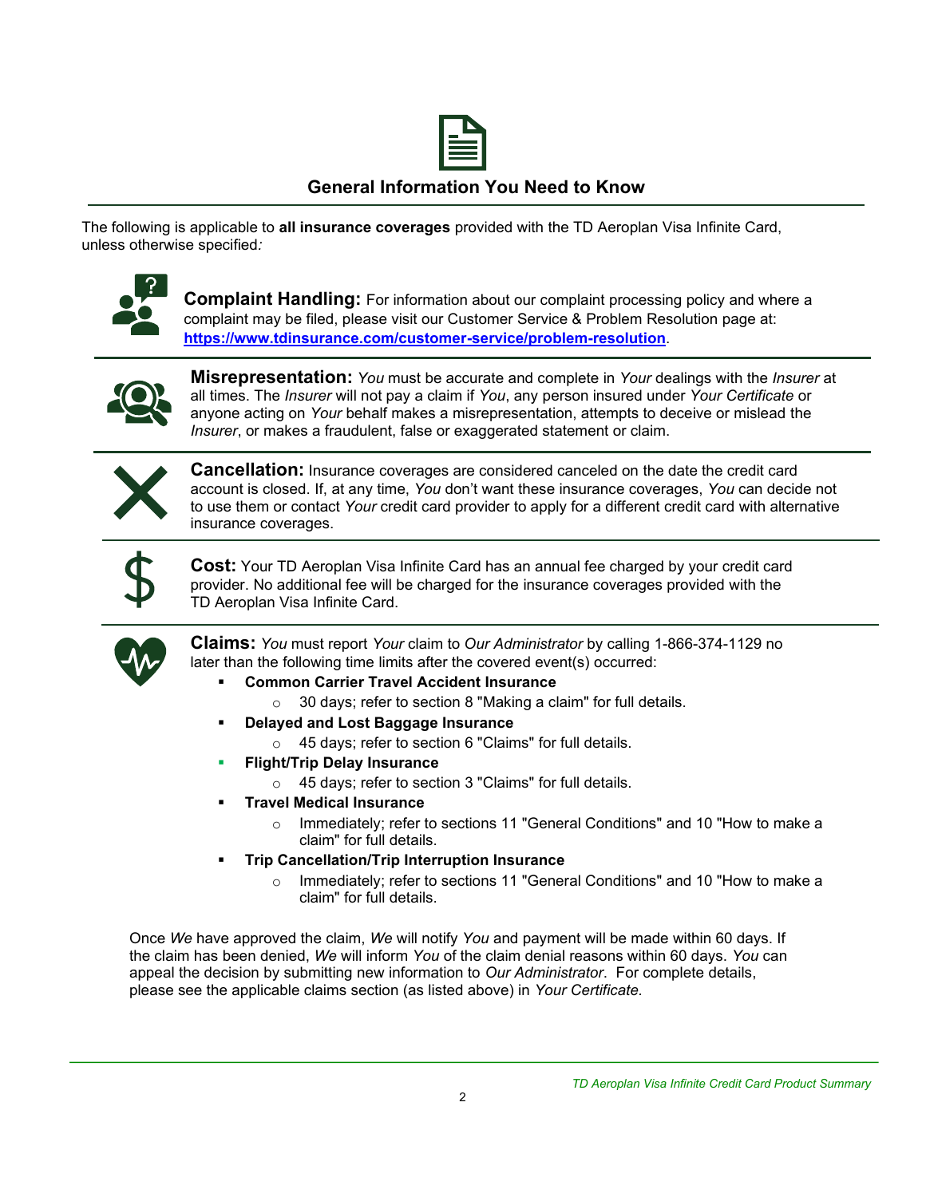## General Information You Need to Know

The following is applicable to **all insurance coverages** provided with the TD Aeroplan Visa Infinite Card, unless otherwise specified*:*

**Complaint Handling:** For information about our complaint processing policy and where a complaint may be filed, please visit our Customer Service & Problem Resolution page at: **https://www.tdinsurance.com/customer-service/problem-resolution**.

**Misrepresentation:** *You* must be accurate and complete in *Your* dealings with the *Insurer* at all times. The *Insurer* will not pay a claim if *You*, any person insured under *Your Certificate* or anyone acting on *Your* behalf makes a misrepresentation, attempts to deceive or mislead the *Insurer*, or makes a fraudulent, false or exaggerated statement or claim.

**Cancellation:** Insurance coverages are considered canceled on the date the credit card account is closed. If, at any time, *You* don't want these insurance coverages, *You* can decide not to use them or contact *Your* credit card provider to apply for a different credit card with alternative insurance coverages.

**Cost:** Your TD Aeroplan Visa Infinite Card has an annual fee charged by your credit card provider. No additional fee will be charged for the insurance coverages provided with the TD Aeroplan Visa Infinite Card.

**Claims:** *You* must report *Your* claim to *Our Administrator* by calling 1-866-374-1129 no later than the following time limits after the covered event(s) occurred:

- **Common Carrier Travel Accident Insurance**
  - 30 days; refer to section 8 "Making a claim" for full details.
- **Delayed and Lost Baggage Insurance**
  - 45 days; refer to section 6 "Claims" for full details.
- **Flight/Trip Delay Insurance**
  - 45 days; refer to section 3 "Claims" for full details.
- **Travel Medical Insurance**
  - Immediately; refer to sections 11 "General Conditions" and 10 "How to make a claim" for full details.
- **Trip Cancellation/Trip Interruption Insurance**
  - Immediately; refer to sections 11 "General Conditions" and 10 "How to make a claim" for full details.

Once *We* have approved the claim, *We* will notify *You* and payment will be made within 60 days. If the claim has been denied, *We* will inform *You* of the claim denial reasons within 60 days. *You* can appeal the decision by submitting new information to *Our Administrator*. For complete details, please see the applicable claims section (as listed above) in *Your Certificate.*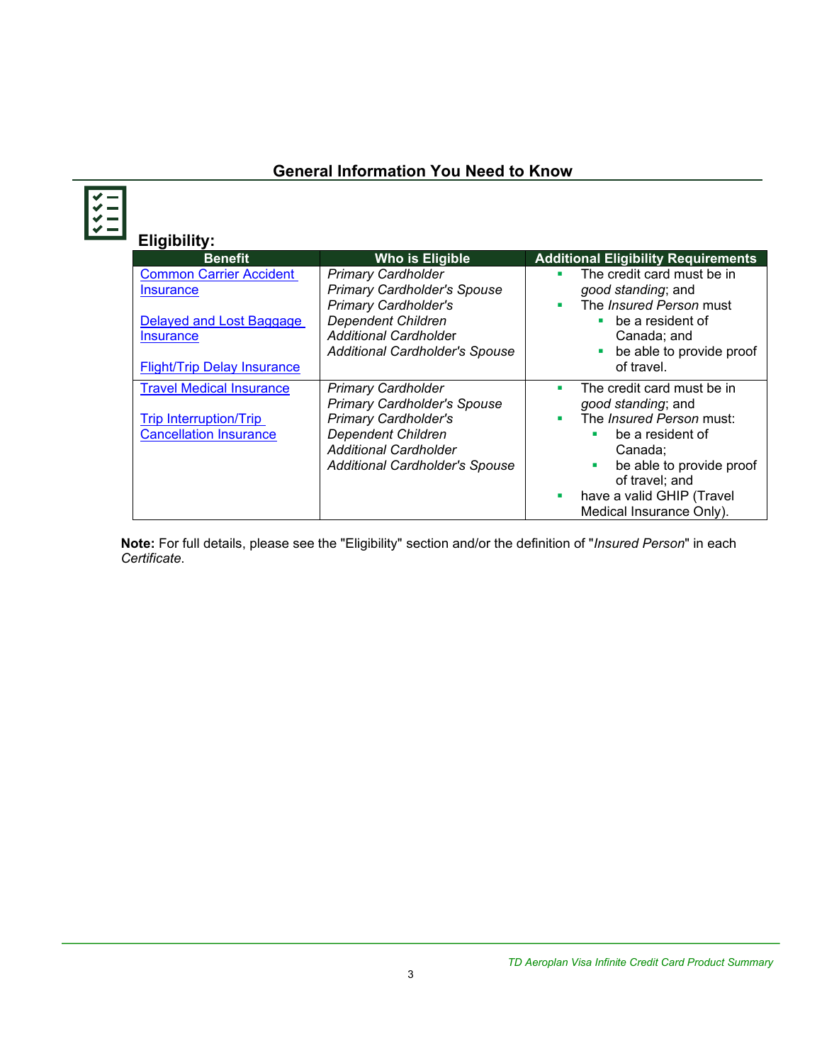## General Information You Need to Know

### Eligibility:

| Benefit | Who is Eligible | Additional Eligibility Requirements |
|---|---|---|
| Common Carrier Accident Insurance<br><br>Delayed and Lost Baggage Insurance<br><br>Flight/Trip Delay Insurance | *Primary Cardholder*<br>*Primary Cardholder's Spouse*<br>*Primary Cardholder's Dependent Children*<br>*Additional Cardholder*<br>*Additional Cardholder's Spouse* | ▪ The credit card must be in *good standing*; and<br>▪ The *Insured Person* must<br>&nbsp;&nbsp;&nbsp;&nbsp;▪ be a resident of Canada; and<br>&nbsp;&nbsp;&nbsp;&nbsp;▪ be able to provide proof of travel. |
| Travel Medical Insurance<br><br>Trip Interruption/Trip Cancellation Insurance | *Primary Cardholder*<br>*Primary Cardholder's Spouse*<br>*Primary Cardholder's Dependent Children*<br>*Additional Cardholder*<br>*Additional Cardholder's Spouse* | ▪ The credit card must be in *good standing*; and<br>▪ The *Insured Person* must:<br>&nbsp;&nbsp;&nbsp;&nbsp;▪ be a resident of Canada;<br>&nbsp;&nbsp;&nbsp;&nbsp;▪ be able to provide proof of travel; and<br>▪ have a valid GHIP (Travel Medical Insurance Only). |

**Note:** For full details, please see the "Eligibility" section and/or the definition of "*Insured Person*" in each *Certificate*.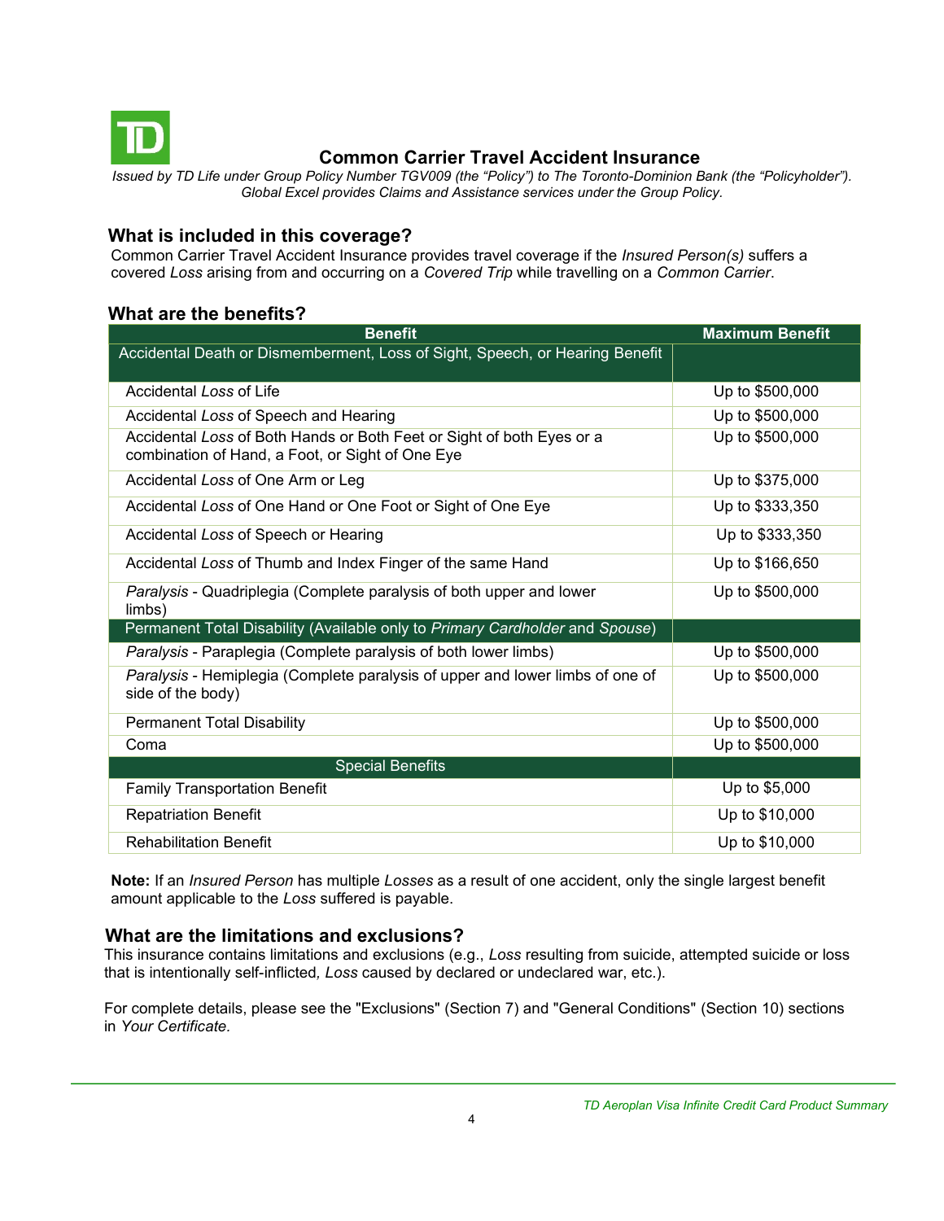# Common Carrier Travel Accident Insurance

*Issued by TD Life under Group Policy Number TGV009 (the "Policy") to The Toronto-Dominion Bank (the "Policyholder"). Global Excel provides Claims and Assistance services under the Group Policy.*

## What is included in this coverage?

Common Carrier Travel Accident Insurance provides travel coverage if the *Insured Person(s)* suffers a covered *Loss* arising from and occurring on a *Covered Trip* while travelling on a *Common Carrier*.

## What are the benefits?

| Benefit | Maximum Benefit |
|---|---|
| Accidental Death or Dismemberment, Loss of Sight, Speech, or Hearing Benefit | |
| Accidental *Loss* of Life | Up to $500,000 |
| Accidental *Loss* of Speech and Hearing | Up to $500,000 |
| Accidental *Loss* of Both Hands or Both Feet or Sight of both Eyes or a combination of Hand, a Foot, or Sight of One Eye | Up to $500,000 |
| Accidental *Loss* of One Arm or Leg | Up to $375,000 |
| Accidental *Loss* of One Hand or One Foot or Sight of One Eye | Up to $333,350 |
| Accidental *Loss* of Speech or Hearing | Up to $333,350 |
| Accidental *Loss* of Thumb and Index Finger of the same Hand | Up to $166,650 |
| *Paralysis* - Quadriplegia (Complete paralysis of both upper and lower limbs) | Up to $500,000 |
| Permanent Total Disability (Available only to *Primary Cardholder* and *Spouse*) | |
| *Paralysis* - Paraplegia (Complete paralysis of both lower limbs) | Up to $500,000 |
| *Paralysis* - Hemiplegia (Complete paralysis of upper and lower limbs of one of side of the body) | Up to $500,000 |
| Permanent Total Disability | Up to $500,000 |
| Coma | Up to $500,000 |
| Special Benefits | |
| Family Transportation Benefit | Up to $5,000 |
| Repatriation Benefit | Up to $10,000 |
| Rehabilitation Benefit | Up to $10,000 |

**Note:** If an *Insured Person* has multiple *Losses* as a result of one accident, only the single largest benefit amount applicable to the *Loss* suffered is payable.

## What are the limitations and exclusions?

This insurance contains limitations and exclusions (e.g., *Loss* resulting from suicide, attempted suicide or loss that is intentionally self-inflicted, *Loss* caused by declared or undeclared war, etc.).

For complete details, please see the "Exclusions" (Section 7) and "General Conditions" (Section 10) sections in *Your Certificate.*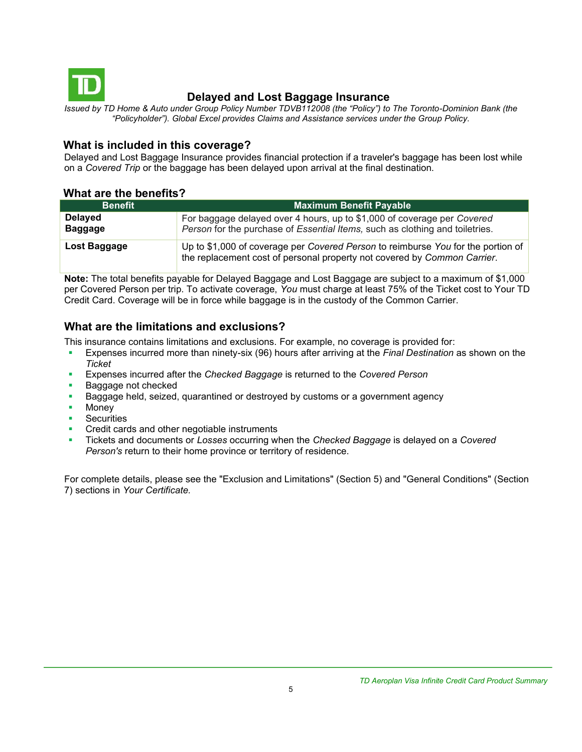# Delayed and Lost Baggage Insurance

*Issued by TD Home & Auto under Group Policy Number TDVB112008 (the "Policy") to The Toronto-Dominion Bank (the "Policyholder"). Global Excel provides Claims and Assistance services under the Group Policy.*

## What is included in this coverage?

Delayed and Lost Baggage Insurance provides financial protection if a traveler's baggage has been lost while on a *Covered Trip* or the baggage has been delayed upon arrival at the final destination.

## What are the benefits?

| Benefit | Maximum Benefit Payable |
|---|---|
| **Delayed Baggage** | For baggage delayed over 4 hours, up to $1,000 of coverage per *Covered Person* for the purchase of *Essential Items,* such as clothing and toiletries. |
| **Lost Baggage** | Up to $1,000 of coverage per *Covered Person* to reimburse *You* for the portion of the replacement cost of personal property not covered by *Common Carrier*. |

**Note:** The total benefits payable for Delayed Baggage and Lost Baggage are subject to a maximum of $1,000 per Covered Person per trip. To activate coverage, *You* must charge at least 75% of the Ticket cost to Your TD Credit Card. Coverage will be in force while baggage is in the custody of the Common Carrier.

## What are the limitations and exclusions?

This insurance contains limitations and exclusions. For example, no coverage is provided for:

- Expenses incurred more than ninety-six (96) hours after arriving at the *Final Destination* as shown on the *Ticket*
- Expenses incurred after the *Checked Baggage* is returned to the *Covered Person*
- Baggage not checked
- Baggage held, seized, quarantined or destroyed by customs or a government agency
- Money
- Securities
- Credit cards and other negotiable instruments
- Tickets and documents or *Losses* occurring when the *Checked Baggage* is delayed on a *Covered Person's* return to their home province or territory of residence.

For complete details, please see the "Exclusion and Limitations" (Section 5) and "General Conditions" (Section 7) sections in *Your Certificate.*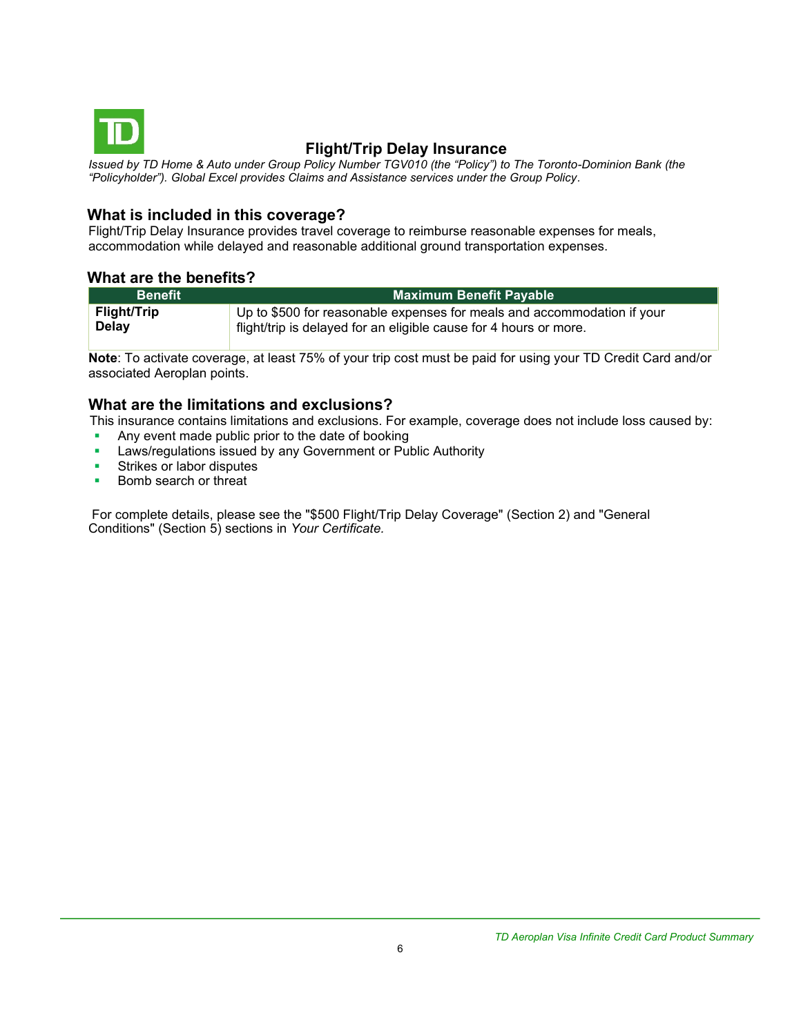# Flight/Trip Delay Insurance

*Issued by TD Home & Auto under Group Policy Number TGV010 (the "Policy") to The Toronto-Dominion Bank (the "Policyholder"). Global Excel provides Claims and Assistance services under the Group Policy.*

## What is included in this coverage?

Flight/Trip Delay Insurance provides travel coverage to reimburse reasonable expenses for meals, accommodation while delayed and reasonable additional ground transportation expenses.

## What are the benefits?

| Benefit | Maximum Benefit Payable |
| --- | --- |
| **Flight/Trip Delay** | Up to $500 for reasonable expenses for meals and accommodation if your flight/trip is delayed for an eligible cause for 4 hours or more. |

**Note**: To activate coverage, at least 75% of your trip cost must be paid for using your TD Credit Card and/or associated Aeroplan points.

## What are the limitations and exclusions?

This insurance contains limitations and exclusions. For example, coverage does not include loss caused by:

- Any event made public prior to the date of booking
- Laws/regulations issued by any Government or Public Authority
- Strikes or labor disputes
- Bomb search or threat

For complete details, please see the "$500 Flight/Trip Delay Coverage" (Section 2) and "General Conditions" (Section 5) sections in *Your Certificate.*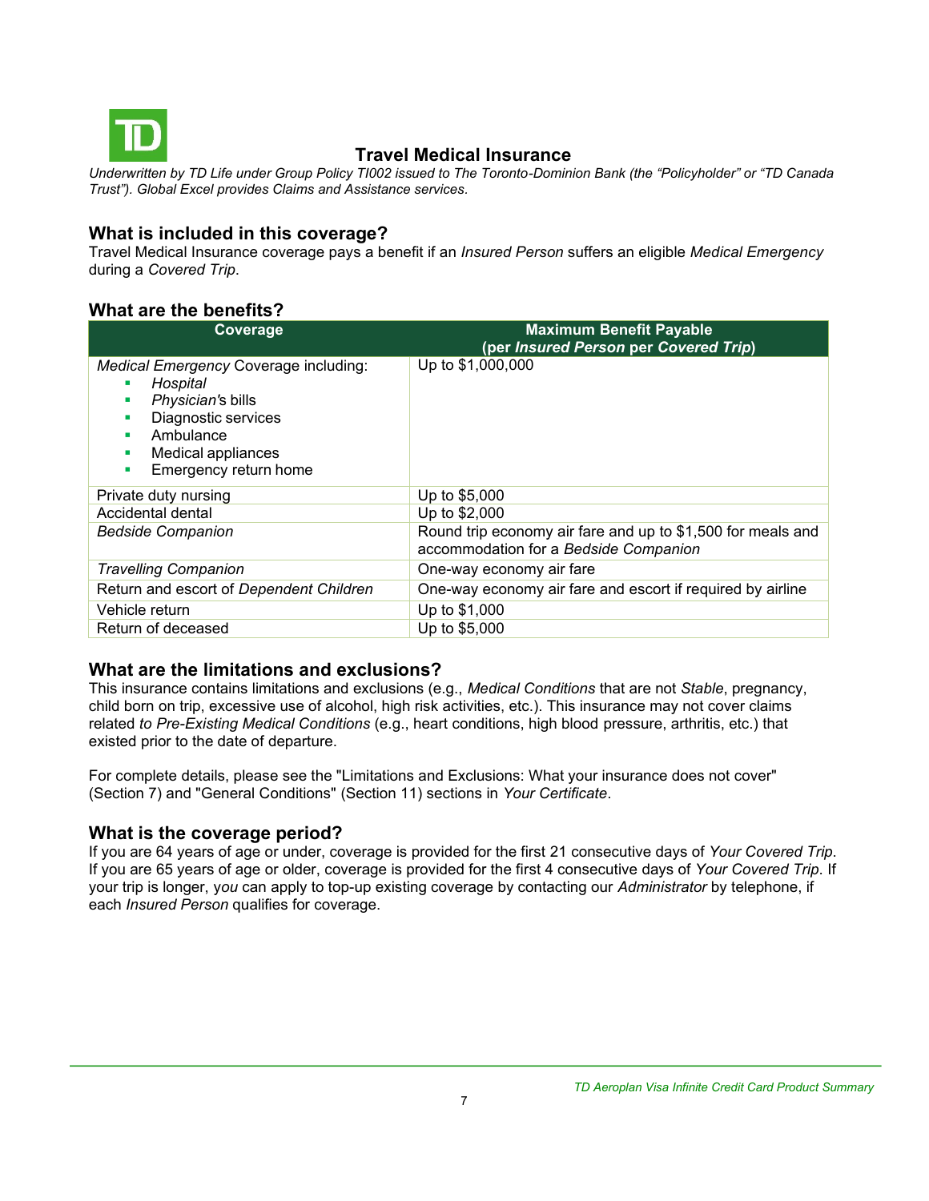# Travel Medical Insurance

*Underwritten by TD Life under Group Policy TI002 issued to The Toronto-Dominion Bank (the "Policyholder" or "TD Canada Trust"). Global Excel provides Claims and Assistance services.*

## What is included in this coverage?

Travel Medical Insurance coverage pays a benefit if an *Insured Person* suffers an eligible *Medical Emergency* during a *Covered Trip*.

## What are the benefits?

| Coverage | Maximum Benefit Payable (per *Insured Person* per *Covered Trip*) |
|---|---|
| *Medical Emergency* Coverage including: <br>▪ *Hospital* <br>▪ *Physician*'s bills <br>▪ Diagnostic services <br>▪ Ambulance <br>▪ Medical appliances <br>▪ Emergency return home | Up to $1,000,000 |
| Private duty nursing | Up to $5,000 |
| Accidental dental | Up to $2,000 |
| *Bedside Companion* | Round trip economy air fare and up to $1,500 for meals and accommodation for a *Bedside Companion* |
| *Travelling Companion* | One-way economy air fare |
| Return and escort of *Dependent Children* | One-way economy air fare and escort if required by airline |
| Vehicle return | Up to $1,000 |
| Return of deceased | Up to $5,000 |

## What are the limitations and exclusions?

This insurance contains limitations and exclusions (e.g., *Medical Conditions* that are not *Stable*, pregnancy, child born on trip, excessive use of alcohol, high risk activities, etc.). This insurance may not cover claims related *to Pre-Existing Medical Conditions* (e.g., heart conditions, high blood pressure, arthritis, etc.) that existed prior to the date of departure.

For complete details, please see the "Limitations and Exclusions: What your insurance does not cover" (Section 7) and "General Conditions" (Section 11) sections in *Your Certificate*.

## What is the coverage period?

If you are 64 years of age or under, coverage is provided for the first 21 consecutive days of *Your Covered Trip*. If you are 65 years of age or older, coverage is provided for the first 4 consecutive days of *Your Covered Trip*. If your trip is longer, *you* can apply to top-up existing coverage by contacting our *Administrator* by telephone, if each *Insured Person* qualifies for coverage.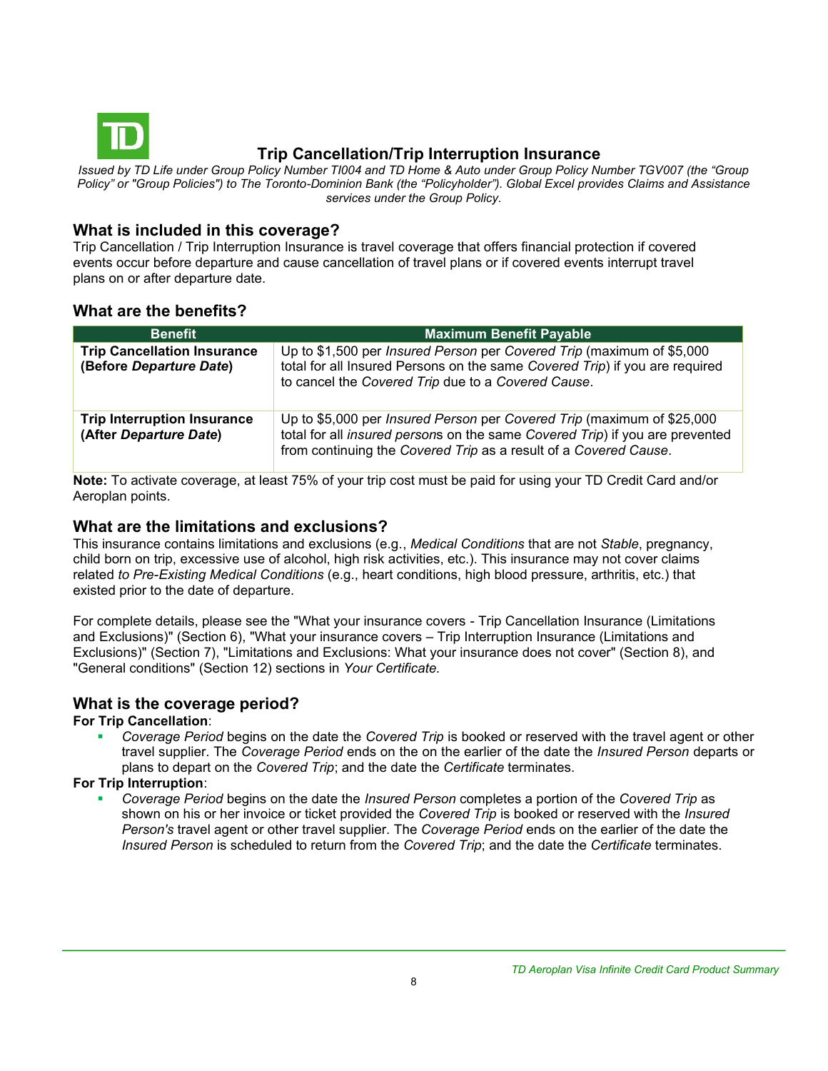## Trip Cancellation/Trip Interruption Insurance

*Issued by TD Life under Group Policy Number TI004 and TD Home & Auto under Group Policy Number TGV007 (the "Group Policy" or "Group Policies") to The Toronto-Dominion Bank (the "Policyholder"). Global Excel provides Claims and Assistance services under the Group Policy.*

### What is included in this coverage?

Trip Cancellation / Trip Interruption Insurance is travel coverage that offers financial protection if covered events occur before departure and cause cancellation of travel plans or if covered events interrupt travel plans on or after departure date.

### What are the benefits?

| Benefit | Maximum Benefit Payable |
|---|---|
| **Trip Cancellation Insurance (Before *Departure Date*)** | Up to $1,500 per *Insured Person* per *Covered Trip* (maximum of $5,000 total for all Insured Persons on the same *Covered Trip*) if you are required to cancel the *Covered Trip* due to a *Covered Cause*. |
| **Trip Interruption Insurance (After *Departure Date*)** | Up to $5,000 per *Insured Person* per *Covered Trip* (maximum of $25,000 total for all *insured persons* on the same *Covered Trip*) if you are prevented from continuing the *Covered Trip* as a result of a *Covered Cause*. |

**Note:** To activate coverage, at least 75% of your trip cost must be paid for using your TD Credit Card and/or Aeroplan points.

### What are the limitations and exclusions?

This insurance contains limitations and exclusions (e.g., *Medical Conditions* that are not *Stable*, pregnancy, child born on trip, excessive use of alcohol, high risk activities, etc.). This insurance may not cover claims related *to Pre-Existing Medical Conditions* (e.g., heart conditions, high blood pressure, arthritis, etc.) that existed prior to the date of departure.

For complete details, please see the "What your insurance covers - Trip Cancellation Insurance (Limitations and Exclusions)" (Section 6), "What your insurance covers – Trip Interruption Insurance (Limitations and Exclusions)" (Section 7), "Limitations and Exclusions: What your insurance does not cover" (Section 8), and "General conditions" (Section 12) sections in *Your Certificate.*

### What is the coverage period?

**For Trip Cancellation**:

- *Coverage Period* begins on the date the *Covered Trip* is booked or reserved with the travel agent or other travel supplier. The *Coverage Period* ends on the on the earlier of the date the *Insured Person* departs or plans to depart on the *Covered Trip*; and the date the *Certificate* terminates.

**For Trip Interruption**:

- *Coverage Period* begins on the date the *Insured Person* completes a portion of the *Covered Trip* as shown on his or her invoice or ticket provided the *Covered Trip* is booked or reserved with the *Insured Person's* travel agent or other travel supplier. The *Coverage Period* ends on the earlier of the date the *Insured Person* is scheduled to return from the *Covered Trip*; and the date the *Certificate* terminates.